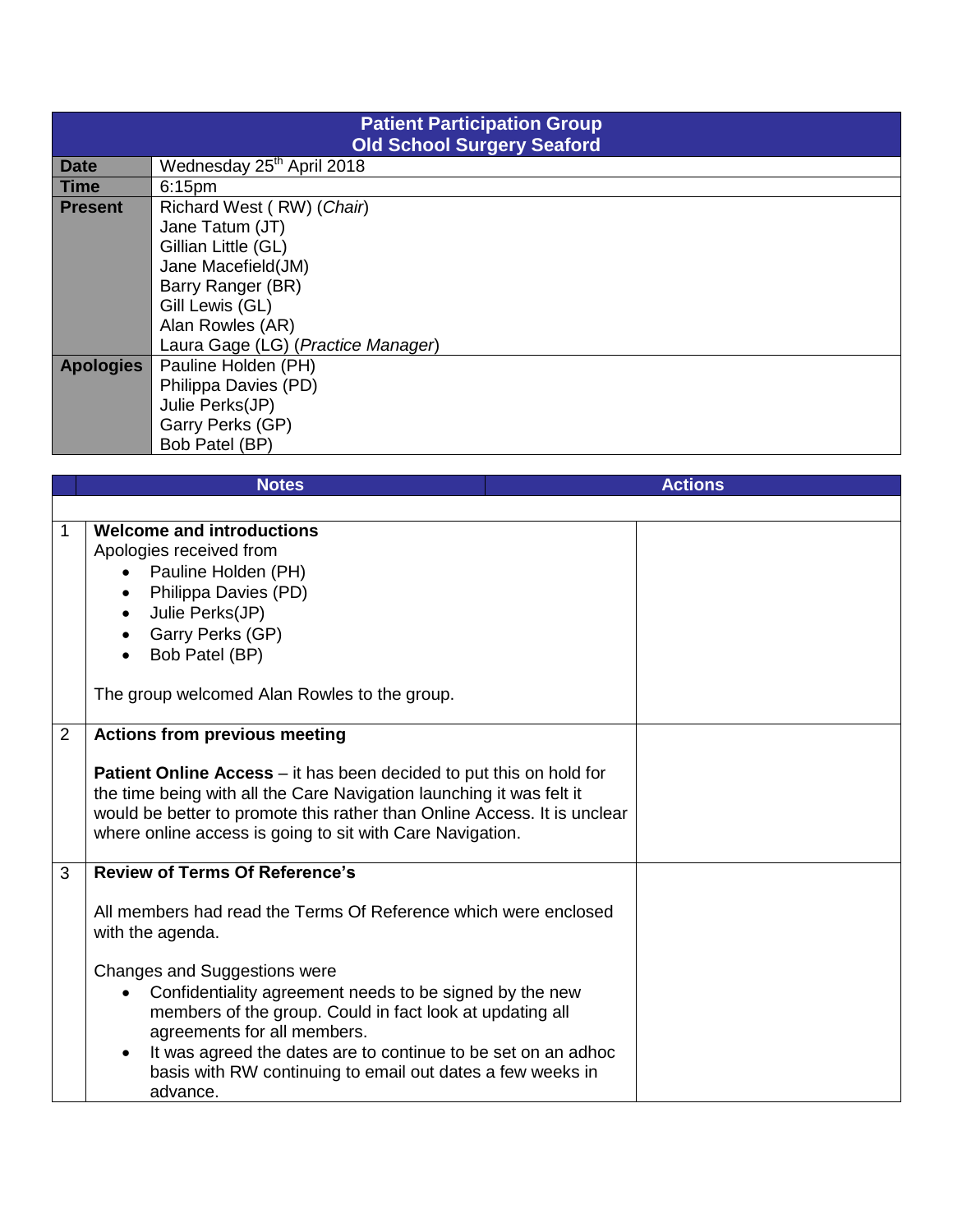| Patient Participation Group<br>Old School Surgery Seaford | |
|---|---|
| **Date** | Wednesday 25th April 2018 |
| **Time** | 6:15pm |
| **Present** | Richard West ( RW) (*Chair*)<br>Jane Tatum (JT)<br>Gillian Little (GL)<br>Jane Macefield(JM)<br>Barry Ranger (BR)<br>Gill Lewis (GL)<br>Alan Rowles (AR)<br>Laura Gage (LG) (*Practice Manager*) |
| **Apologies** | Pauline Holden (PH)<br>Philippa Davies (PD)<br>Julie Perks(JP)<br>Garry Perks (GP)<br>Bob Patel (BP) |

| | Notes | Actions |
|---|---|---|
| 1 | **Welcome and introductions**<br>Apologies received from<br>• Pauline Holden (PH)<br>• Philippa Davies (PD)<br>• Julie Perks(JP)<br>• Garry Perks (GP)<br>• Bob Patel (BP)<br><br>The group welcomed Alan Rowles to the group. | |
| 2 | **Actions from previous meeting**<br><br>**Patient Online Access** – it has been decided to put this on hold for the time being with all the Care Navigation launching it was felt it would be better to promote this rather than Online Access. It is unclear where online access is going to sit with Care Navigation. | |
| 3 | **Review of Terms Of Reference's**<br><br>All members had read the Terms Of Reference which were enclosed with the agenda.<br><br>Changes and Suggestions were<br>• Confidentiality agreement needs to be signed by the new members of the group. Could in fact look at updating all agreements for all members.<br>• It was agreed the dates are to continue to be set on an adhoc basis with RW continuing to email out dates a few weeks in advance. | |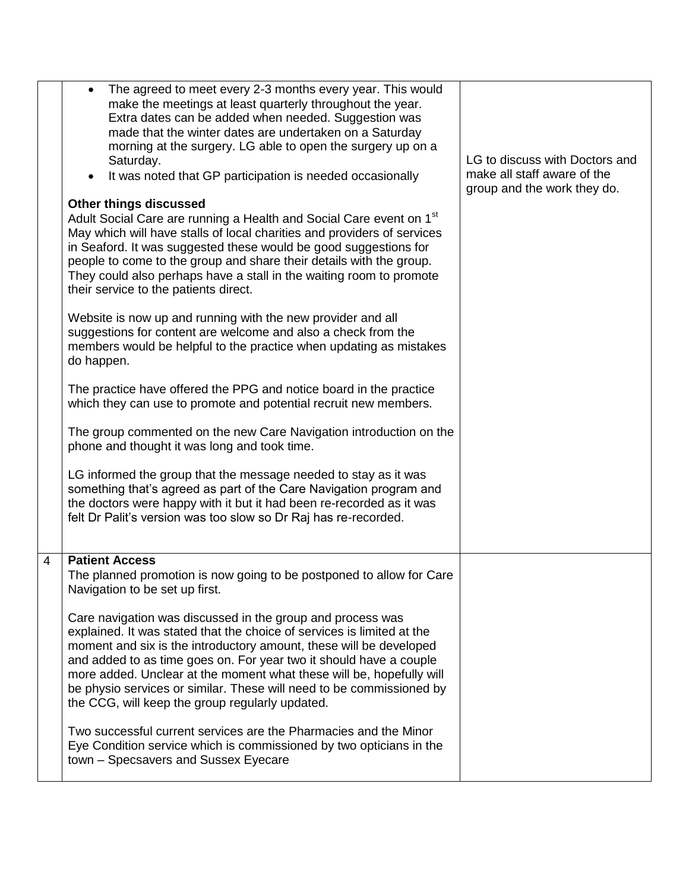| | | |
|---|---|---|
| | • The agreed to meet every 2-3 months every year. This would make the meetings at least quarterly throughout the year. Extra dates can be added when needed. Suggestion was made that the winter dates are undertaken on a Saturday morning at the surgery. LG able to open the surgery up on a Saturday.<br>• It was noted that GP participation is needed occasionally<br><br>**Other things discussed**<br>Adult Social Care are running a Health and Social Care event on 1st May which will have stalls of local charities and providers of services in Seaford. It was suggested these would be good suggestions for people to come to the group and share their details with the group. They could also perhaps have a stall in the waiting room to promote their service to the patients direct.<br><br>Website is now up and running with the new provider and all suggestions for content are welcome and also a check from the members would be helpful to the practice when updating as mistakes do happen.<br><br>The practice have offered the PPG and notice board in the practice which they can use to promote and potential recruit new members.<br><br>The group commented on the new Care Navigation introduction on the phone and thought it was long and took time.<br><br>LG informed the group that the message needed to stay as it was something that's agreed as part of the Care Navigation program and the doctors were happy with it but it had been re-recorded as it was felt Dr Palit's version was too slow so Dr Raj has re-recorded. | LG to discuss with Doctors and make all staff aware of the group and the work they do. |
| 4 | **Patient Access**<br>The planned promotion is now going to be postponed to allow for Care Navigation to be set up first.<br><br>Care navigation was discussed in the group and process was explained. It was stated that the choice of services is limited at the moment and six is the introductory amount, these will be developed and added to as time goes on. For year two it should have a couple more added. Unclear at the moment what these will be, hopefully will be physio services or similar. These will need to be commissioned by the CCG, will keep the group regularly updated.<br><br>Two successful current services are the Pharmacies and the Minor Eye Condition service which is commissioned by two opticians in the town – Specsavers and Sussex Eyecare | |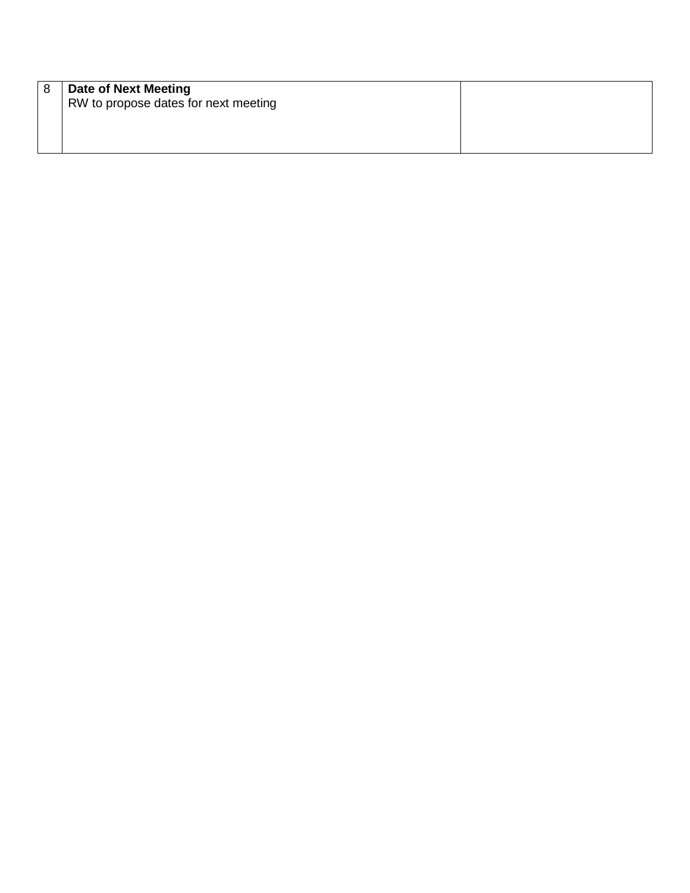| | | |
|---|---|---|
| 8 | **Date of Next Meeting**<br>RW to propose dates for next meeting | |